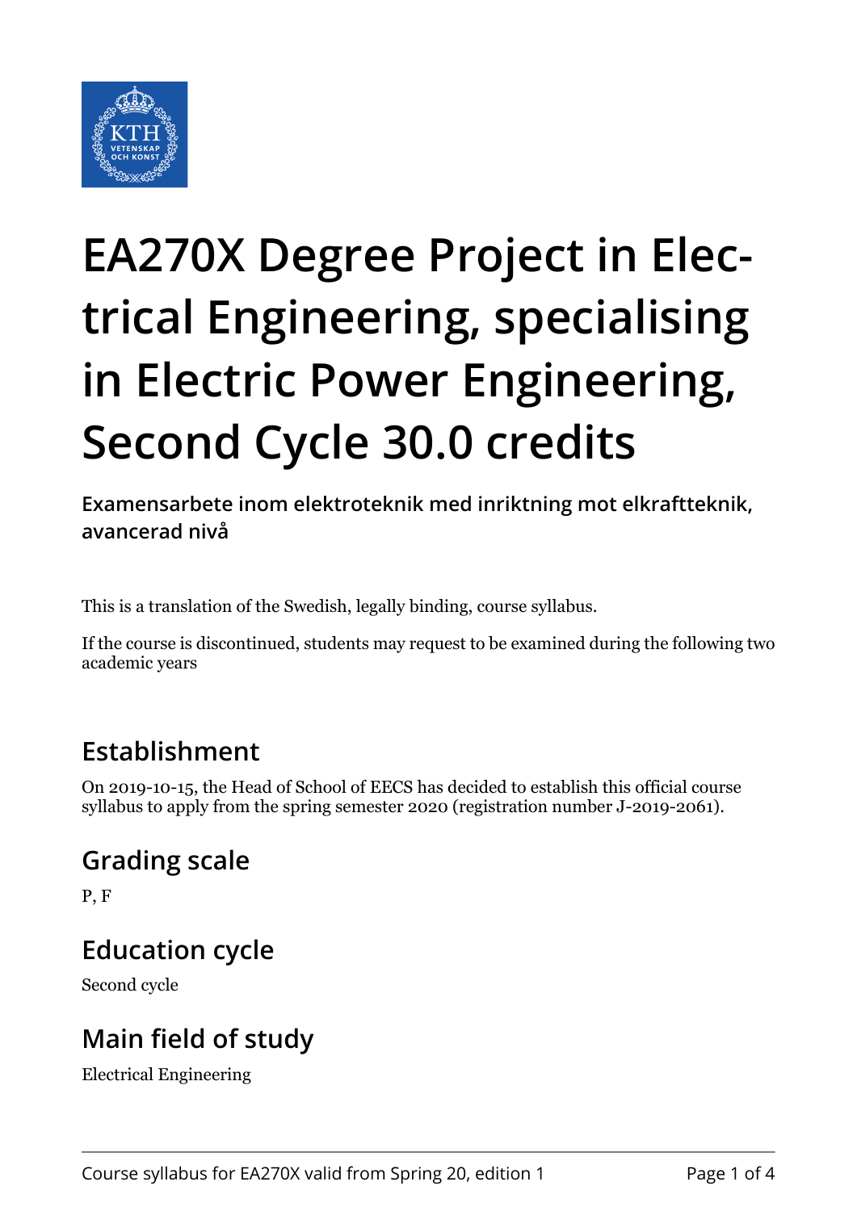# EA270X Degree Project in Electrical Engineering, specialising in Electric Power Engineering, Second Cycle 30.0 credits

**Examensarbete inom elektroteknik med inriktning mot elkraftteknik, avancerad nivå**

This is a translation of the Swedish, legally binding, course syllabus.

If the course is discontinued, students may request to be examined during the following two academic years

## Establishment

On 2019-10-15, the Head of School of EECS has decided to establish this official course syllabus to apply from the spring semester 2020 (registration number J-2019-2061).

## Grading scale

P, F

## Education cycle

Second cycle

## Main field of study

Electrical Engineering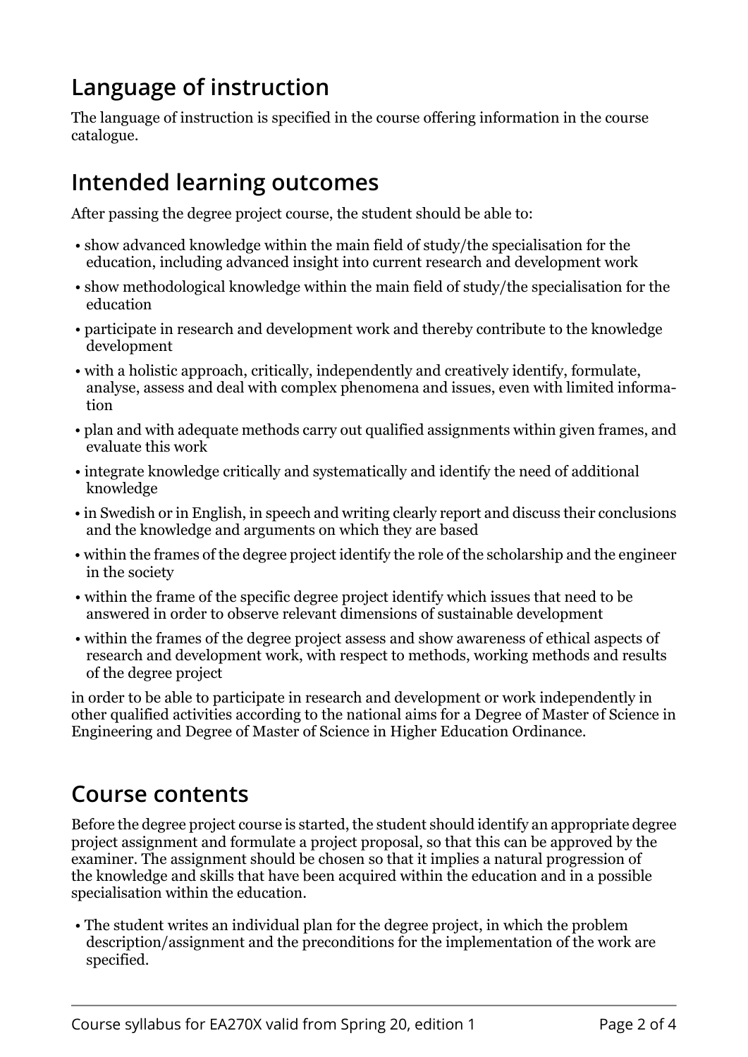## Language of instruction

The language of instruction is specified in the course offering information in the course catalogue.

## Intended learning outcomes

After passing the degree project course, the student should be able to:

- show advanced knowledge within the main field of study/the specialisation for the education, including advanced insight into current research and development work
- show methodological knowledge within the main field of study/the specialisation for the education
- participate in research and development work and thereby contribute to the knowledge development
- with a holistic approach, critically, independently and creatively identify, formulate, analyse, assess and deal with complex phenomena and issues, even with limited information
- plan and with adequate methods carry out qualified assignments within given frames, and evaluate this work
- integrate knowledge critically and systematically and identify the need of additional knowledge
- in Swedish or in English, in speech and writing clearly report and discuss their conclusions and the knowledge and arguments on which they are based
- within the frames of the degree project identify the role of the scholarship and the engineer in the society
- within the frame of the specific degree project identify which issues that need to be answered in order to observe relevant dimensions of sustainable development
- within the frames of the degree project assess and show awareness of ethical aspects of research and development work, with respect to methods, working methods and results of the degree project

in order to be able to participate in research and development or work independently in other qualified activities according to the national aims for a Degree of Master of Science in Engineering and Degree of Master of Science in Higher Education Ordinance.

## Course contents

Before the degree project course is started, the student should identify an appropriate degree project assignment and formulate a project proposal, so that this can be approved by the examiner. The assignment should be chosen so that it implies a natural progression of the knowledge and skills that have been acquired within the education and in a possible specialisation within the education.

- The student writes an individual plan for the degree project, in which the problem description/assignment and the preconditions for the implementation of the work are specified.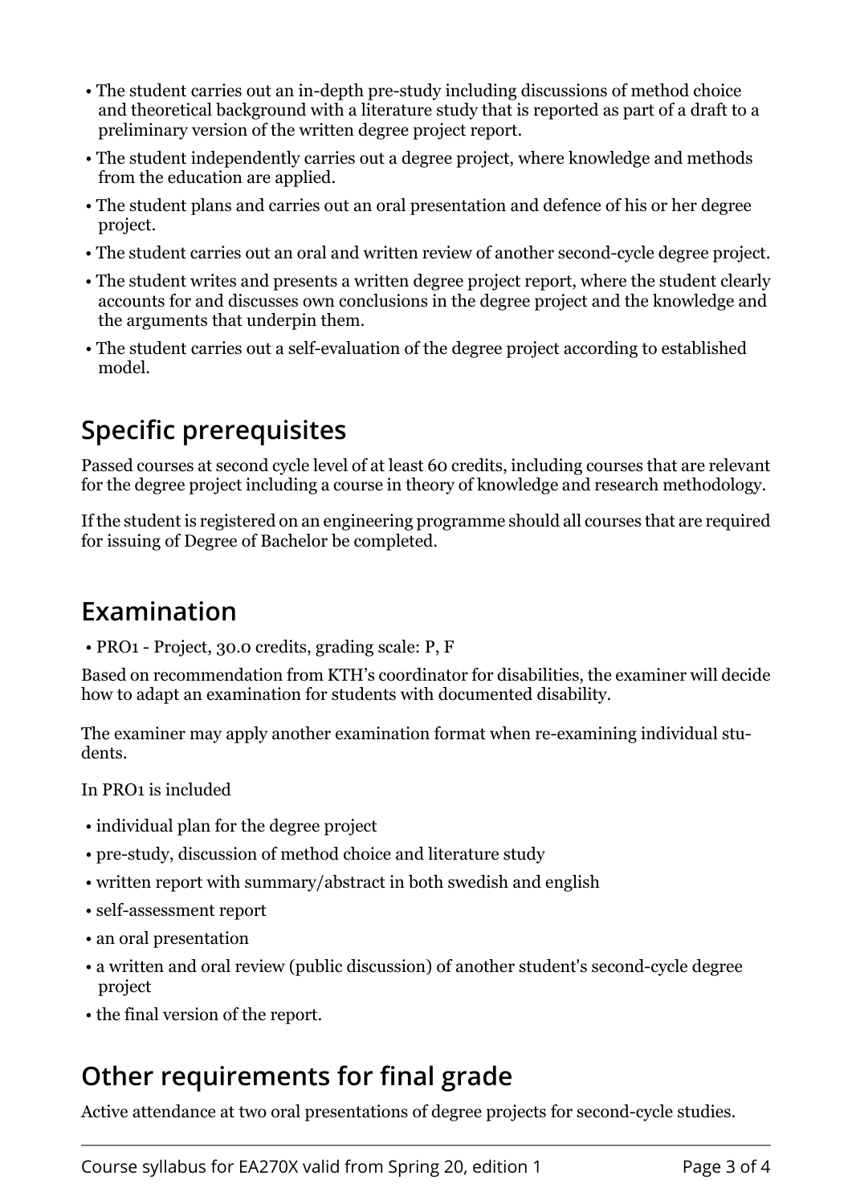- The student carries out an in-depth pre-study including discussions of method choice and theoretical background with a literature study that is reported as part of a draft to a preliminary version of the written degree project report.
- The student independently carries out a degree project, where knowledge and methods from the education are applied.
- The student plans and carries out an oral presentation and defence of his or her degree project.
- The student carries out an oral and written review of another second-cycle degree project.
- The student writes and presents a written degree project report, where the student clearly accounts for and discusses own conclusions in the degree project and the knowledge and the arguments that underpin them.
- The student carries out a self-evaluation of the degree project according to established model.

## Specific prerequisites

Passed courses at second cycle level of at least 60 credits, including courses that are relevant for the degree project including a course in theory of knowledge and research methodology.

If the student is registered on an engineering programme should all courses that are required for issuing of Degree of Bachelor be completed.

## Examination

- PRO1 - Project, 30.0 credits, grading scale: P, F

Based on recommendation from KTH's coordinator for disabilities, the examiner will decide how to adapt an examination for students with documented disability.

The examiner may apply another examination format when re-examining individual students.

In PRO1 is included

- individual plan for the degree project
- pre-study, discussion of method choice and literature study
- written report with summary/abstract in both swedish and english
- self-assessment report
- an oral presentation
- a written and oral review (public discussion) of another student's second-cycle degree project
- the final version of the report.

## Other requirements for final grade

Active attendance at two oral presentations of degree projects for second-cycle studies.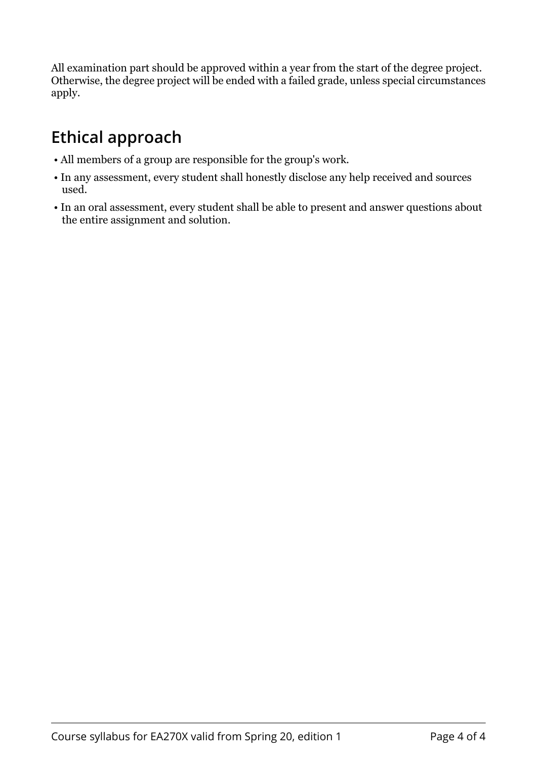All examination part should be approved within a year from the start of the degree project. Otherwise, the degree project will be ended with a failed grade, unless special circumstances apply.

## Ethical approach

- All members of a group are responsible for the group's work.
- In any assessment, every student shall honestly disclose any help received and sources used.
- In an oral assessment, every student shall be able to present and answer questions about the entire assignment and solution.